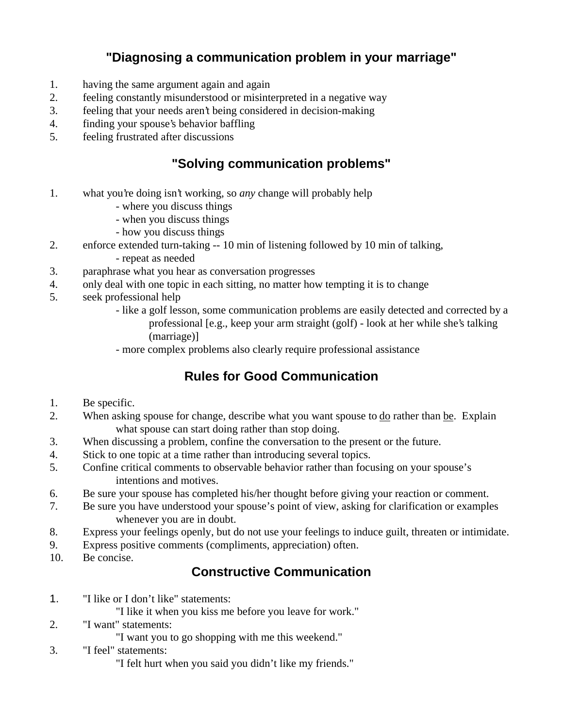## "Diagnosing a communication problem in your marriage"

1. having the same argument again and again
2. feeling constantly misunderstood or misinterpreted in a negative way
3. feeling that your needs aren't being considered in decision-making
4. finding your spouse's behavior baffling
5. feeling frustrated after discussions

## "Solving communication problems"

1. what you're doing isn't working, so *any* change will probably help
   - where you discuss things
   - when you discuss things
   - how you discuss things
2. enforce extended turn-taking -- 10 min of listening followed by 10 min of talking,
   - repeat as needed
3. paraphrase what you hear as conversation progresses
4. only deal with one topic in each sitting, no matter how tempting it is to change
5. seek professional help
   - like a golf lesson, some communication problems are easily detected and corrected by a professional [e.g., keep your arm straight (golf) - look at her while she's talking (marriage)]
   - more complex problems also clearly require professional assistance

## Rules for Good Communication

1. Be specific.
2. When asking spouse for change, describe what you want spouse to <u>do</u> rather than <u>be</u>. Explain what spouse can start doing rather than stop doing.
3. When discussing a problem, confine the conversation to the present or the future.
4. Stick to one topic at a time rather than introducing several topics.
5. Confine critical comments to observable behavior rather than focusing on your spouse's intentions and motives.
6. Be sure your spouse has completed his/her thought before giving your reaction or comment.
7. Be sure you have understood your spouse's point of view, asking for clarification or examples whenever you are in doubt.
8. Express your feelings openly, but do not use your feelings to induce guilt, threaten or intimidate.
9. Express positive comments (compliments, appreciation) often.
10. Be concise.

## Constructive Communication

1. "I like or I don't like" statements:
   "I like it when you kiss me before you leave for work."
2. "I want" statements:
   "I want you to go shopping with me this weekend."
3. "I feel" statements:
   "I felt hurt when you said you didn't like my friends."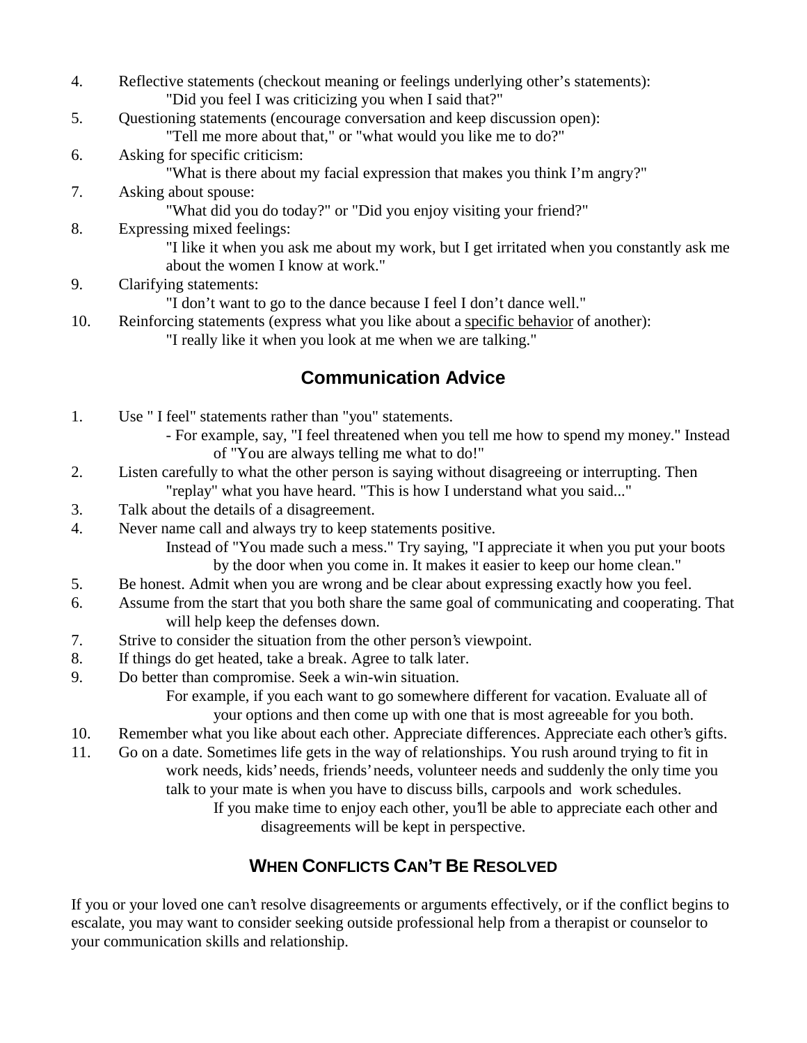4. Reflective statements (checkout meaning or feelings underlying other's statements):
   "Did you feel I was criticizing you when I said that?"
5. Questioning statements (encourage conversation and keep discussion open):
   "Tell me more about that," or "what would you like me to do?"
6. Asking for specific criticism:
   "What is there about my facial expression that makes you think I'm angry?"
7. Asking about spouse:
   "What did you do today?" or "Did you enjoy visiting your friend?"
8. Expressing mixed feelings:
   "I like it when you ask me about my work, but I get irritated when you constantly ask me about the women I know at work."
9. Clarifying statements:
   "I don't want to go to the dance because I feel I don't dance well."
10. Reinforcing statements (express what you like about a <u>specific behavior</u> of another):
    "I really like it when you look at me when we are talking."

## Communication Advice

1. Use " I feel" statements rather than "you" statements.
   - For example, say, "I feel threatened when you tell me how to spend my money." Instead of "You are always telling me what to do!"
2. Listen carefully to what the other person is saying without disagreeing or interrupting. Then "replay" what you have heard. "This is how I understand what you said..."
3. Talk about the details of a disagreement.
4. Never name call and always try to keep statements positive.
   Instead of "You made such a mess." Try saying, "I appreciate it when you put your boots by the door when you come in. It makes it easier to keep our home clean."
5. Be honest. Admit when you are wrong and be clear about expressing exactly how you feel.
6. Assume from the start that you both share the same goal of communicating and cooperating. That will help keep the defenses down.
7. Strive to consider the situation from the other person's viewpoint.
8. If things do get heated, take a break. Agree to talk later.
9. Do better than compromise. Seek a win-win situation.
   For example, if you each want to go somewhere different for vacation. Evaluate all of your options and then come up with one that is most agreeable for you both.
10. Remember what you like about each other. Appreciate differences. Appreciate each other's gifts.
11. Go on a date. Sometimes life gets in the way of relationships. You rush around trying to fit in work needs, kids' needs, friends' needs, volunteer needs and suddenly the only time you talk to your mate is when you have to discuss bills, carpools and work schedules.
    If you make time to enjoy each other, you'll be able to appreciate each other and disagreements will be kept in perspective.

## When Conflicts Can't Be Resolved

If you or your loved one can't resolve disagreements or arguments effectively, or if the conflict begins to escalate, you may want to consider seeking outside professional help from a therapist or counselor to your communication skills and relationship.